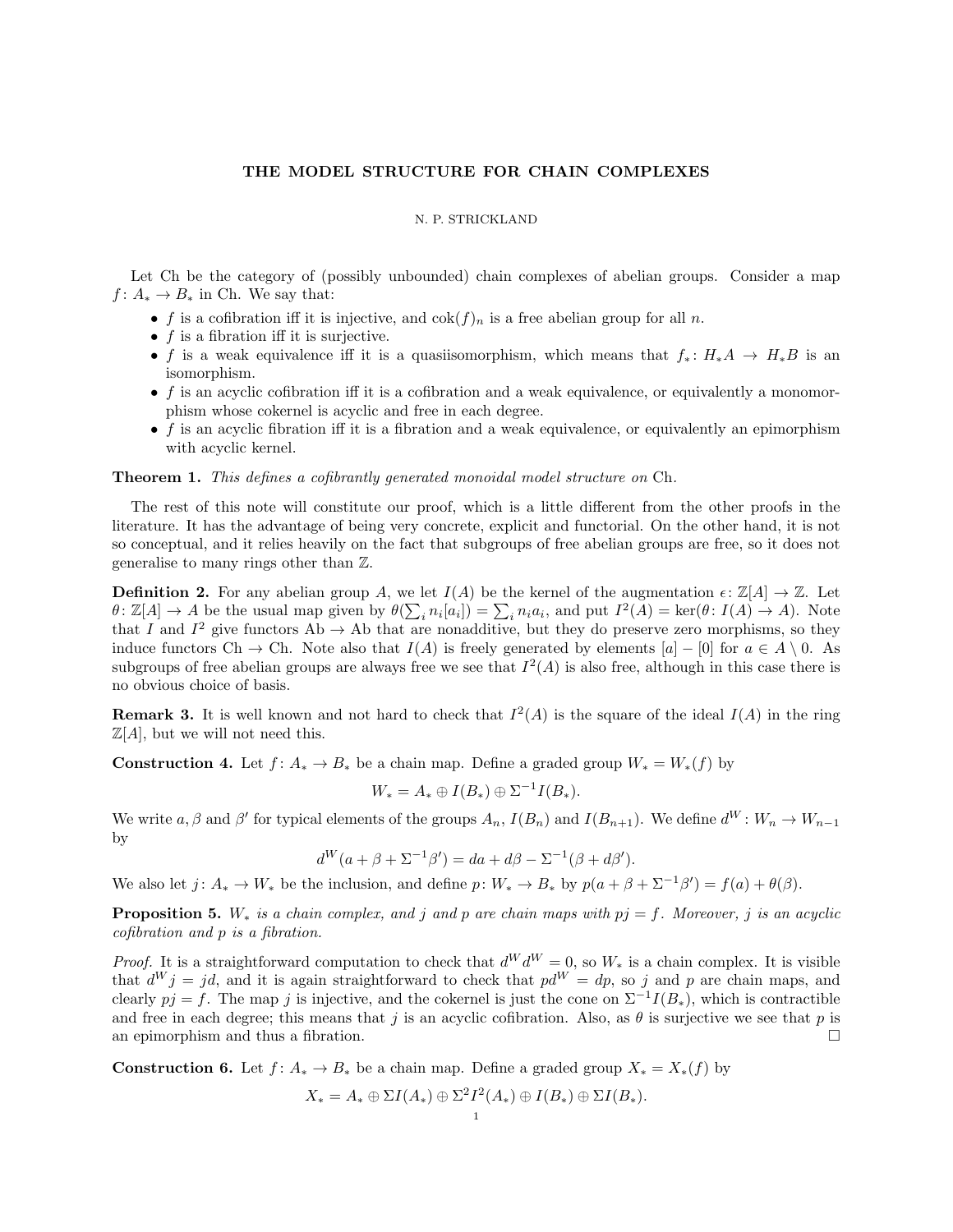# THE MODEL STRUCTURE FOR CHAIN COMPLEXES

N. P. STRICKLAND

Let Ch be the category of (possibly unbounded) chain complexes of abelian groups. Consider a map $f\colon A_* \to B_*$ in Ch. We say that:

- $f$ is a cofibration iff it is injective, and $\mathrm{cok}(f)_n$ is a free abelian group for all $n$.
- $f$ is a fibration iff it is surjective.
- $f$ is a weak equivalence iff it is a quasiisomorphism, which means that $f_*\colon H_*A \to H_*B$ is an isomorphism.
- $f$ is an acyclic cofibration iff it is a cofibration and a weak equivalence, or equivalently a monomorphism whose cokernel is acyclic and free in each degree.
- $f$ is an acyclic fibration iff it is a fibration and a weak equivalence, or equivalently an epimorphism with acyclic kernel.

**Theorem 1.** *This defines a cofibrantly generated monoidal model structure on* Ch.

The rest of this note will constitute our proof, which is a little different from the other proofs in the literature. It has the advantage of being very concrete, explicit and functorial. On the other hand, it is not so conceptual, and it relies heavily on the fact that subgroups of free abelian groups are free, so it does not generalise to many rings other than $\mathbb{Z}$.

**Definition 2.** For any abelian group $A$, we let $I(A)$ be the kernel of the augmentation $\epsilon\colon \mathbb{Z}[A] \to \mathbb{Z}$. Let $\theta\colon \mathbb{Z}[A] \to A$ be the usual map given by $\theta(\sum_i n_i[a_i]) = \sum_i n_i a_i$, and put $I^2(A) = \ker(\theta\colon I(A) \to A)$. Note that $I$ and $I^2$ give functors $\mathrm{Ab} \to \mathrm{Ab}$ that are nonadditive, but they do preserve zero morphisms, so they induce functors $\mathrm{Ch} \to \mathrm{Ch}$. Note also that $I(A)$ is freely generated by elements $[a]-[0]$ for $a \in A \setminus 0$. As subgroups of free abelian groups are always free we see that $I^2(A)$ is also free, although in this case there is no obvious choice of basis.

**Remark 3.** It is well known and not hard to check that $I^2(A)$ is the square of the ideal $I(A)$ in the ring $\mathbb{Z}[A]$, but we will not need this.

**Construction 4.** Let $f\colon A_* \to B_*$ be a chain map. Define a graded group $W_* = W_*(f)$ by

$$W_* = A_* \oplus I(B_*) \oplus \Sigma^{-1} I(B_*).$$

We write $a$, $\beta$ and $\beta'$ for typical elements of the groups $A_n$, $I(B_n)$ and $I(B_{n+1})$. We define $d^W : W_n \to W_{n-1}$ by

$$d^W(a + \beta + \Sigma^{-1}\beta') = da + d\beta - \Sigma^{-1}(\beta + d\beta').$$

We also let $j\colon A_* \to W_*$ be the inclusion, and define $p\colon W_* \to B_*$ by $p(a + \beta + \Sigma^{-1}\beta') = f(a) + \theta(\beta)$.

**Proposition 5.** *$W_*$ is a chain complex, and $j$ and $p$ are chain maps with $pj = f$. Moreover, $j$ is an acyclic cofibration and $p$ is a fibration.*

*Proof.* It is a straightforward computation to check that $d^W d^W = 0$, so $W_*$ is a chain complex. It is visible that $d^W j = jd$, and it is again straightforward to check that $pd^W = dp$, so $j$ and $p$ are chain maps, and clearly $pj = f$. The map $j$ is injective, and the cokernel is just the cone on $\Sigma^{-1} I(B_*)$, which is contractible and free in each degree; this means that $j$ is an acyclic cofibration. Also, as $\theta$ is surjective we see that $p$ is an epimorphism and thus a fibration. $\square$

**Construction 6.** Let $f\colon A_* \to B_*$ be a chain map. Define a graded group $X_* = X_*(f)$ by

$$X_* = A_* \oplus \Sigma I(A_*) \oplus \Sigma^2 I^2(A_*) \oplus I(B_*) \oplus \Sigma I(B_*).$$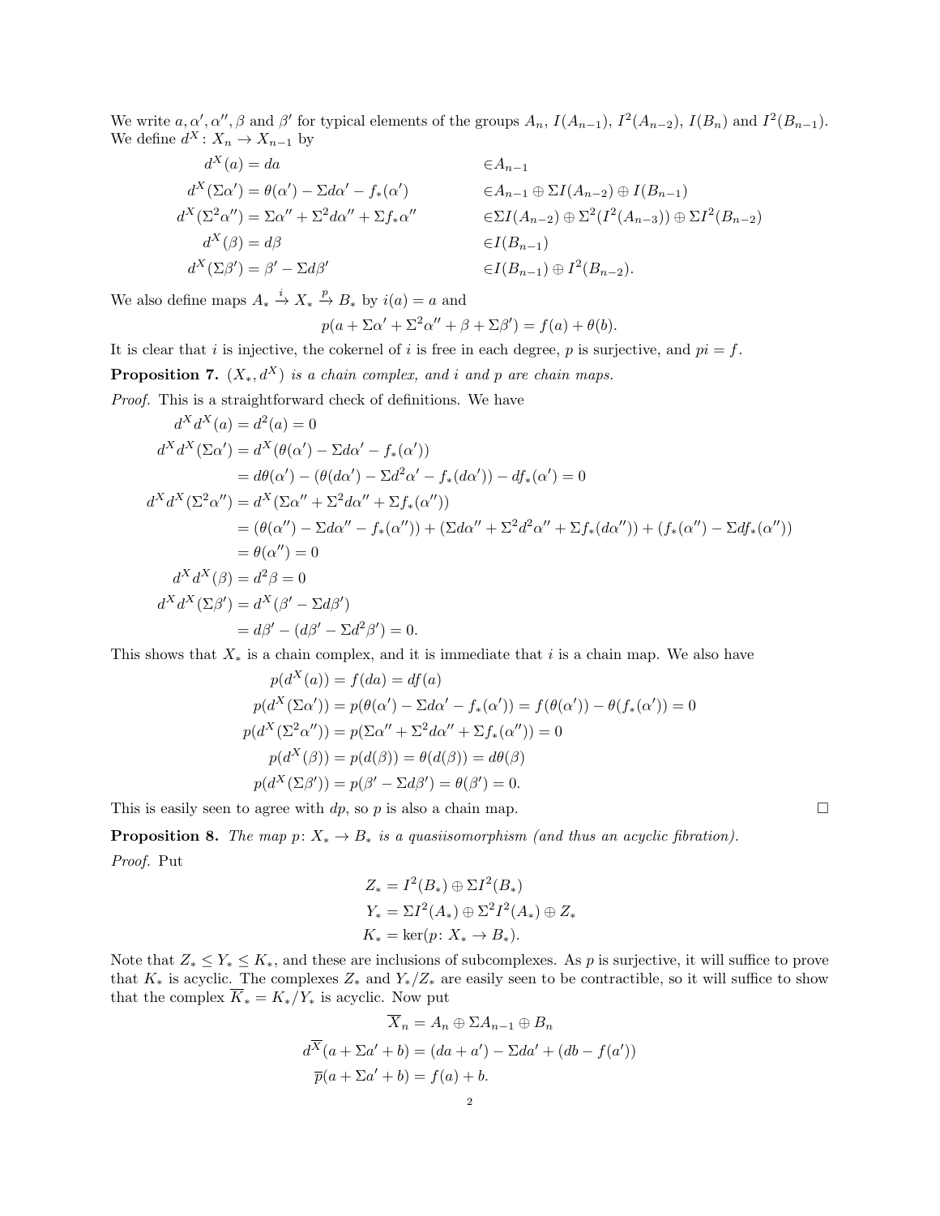We write $a, \alpha', \alpha'', \beta$ and $\beta'$ for typical elements of the groups $A_n$, $I(A_{n-1})$, $I^2(A_{n-2})$, $I(B_n)$ and $I^2(B_{n-1})$. We define $d^X : X_n \to X_{n-1}$ by

$$
\begin{aligned}
d^X(a) &= da && \in A_{n-1} \\
d^X(\Sigma\alpha') &= \theta(\alpha') - \Sigma d\alpha' - f_*(\alpha') && \in A_{n-1} \oplus \Sigma I(A_{n-2}) \oplus I(B_{n-1}) \\
d^X(\Sigma^2\alpha'') &= \Sigma\alpha'' + \Sigma^2 d\alpha'' + \Sigma f_*\alpha'' && \in \Sigma I(A_{n-2}) \oplus \Sigma^2(I^2(A_{n-3})) \oplus \Sigma I^2(B_{n-2}) \\
d^X(\beta) &= d\beta && \in I(B_{n-1}) \\
d^X(\Sigma\beta') &= \beta' - \Sigma d\beta' && \in I(B_{n-1}) \oplus I^2(B_{n-2}).
\end{aligned}
$$

We also define maps $A_* \xrightarrow{i} X_* \xrightarrow{p} B_*$ by $i(a) = a$ and

$$p(a + \Sigma\alpha' + \Sigma^2\alpha'' + \beta + \Sigma\beta') = f(a) + \theta(b).$$

It is clear that $i$ is injective, the cokernel of $i$ is free in each degree, $p$ is surjective, and $pi = f$.

**Proposition 7.** *$(X_*, d^X)$ is a chain complex, and $i$ and $p$ are chain maps.*

*Proof.* This is a straightforward check of definitions. We have

$$
\begin{aligned}
d^X d^X(a) &= d^2(a) = 0 \\
d^X d^X(\Sigma\alpha') &= d^X(\theta(\alpha') - \Sigma d\alpha' - f_*(\alpha')) \\
&= d\theta(\alpha') - (\theta(d\alpha') - \Sigma d^2\alpha' - f_*(d\alpha')) - df_*(\alpha') = 0 \\
d^X d^X(\Sigma^2\alpha'') &= d^X(\Sigma\alpha'' + \Sigma^2 d\alpha'' + \Sigma f_*(\alpha'')) \\
&= (\theta(\alpha'') - \Sigma d\alpha'' - f_*(\alpha'')) + (\Sigma d\alpha'' + \Sigma^2 d^2\alpha'' + \Sigma f_*(d\alpha'')) + (f_*(\alpha'') - \Sigma df_*(\alpha'')) \\
&= \theta(\alpha'') = 0 \\
d^X d^X(\beta) &= d^2\beta = 0 \\
d^X d^X(\Sigma\beta') &= d^X(\beta' - \Sigma d\beta') \\
&= d\beta' - (d\beta' - \Sigma d^2\beta') = 0.
\end{aligned}
$$

This shows that $X_*$ is a chain complex, and it is immediate that $i$ is a chain map. We also have

$$
\begin{aligned}
p(d^X(a)) &= f(da) = df(a) \\
p(d^X(\Sigma\alpha')) &= p(\theta(\alpha') - \Sigma d\alpha' - f_*(\alpha')) = f(\theta(\alpha')) - \theta(f_*(\alpha')) = 0 \\
p(d^X(\Sigma^2\alpha'')) &= p(\Sigma\alpha'' + \Sigma^2 d\alpha'' + \Sigma f_*(\alpha'')) = 0 \\
p(d^X(\beta)) &= p(d(\beta)) = \theta(d(\beta)) = d\theta(\beta) \\
p(d^X(\Sigma\beta')) &= p(\beta' - \Sigma d\beta') = \theta(\beta') = 0.
\end{aligned}
$$

This is easily seen to agree with $dp$, so $p$ is also a chain map. $\square$

**Proposition 8.** *The map $p\colon X_* \to B_*$ is a quasiisomorphism (and thus an acyclic fibration).*

*Proof.* Put

$$
\begin{aligned}
Z_* &= I^2(B_*) \oplus \Sigma I^2(B_*) \\
Y_* &= \Sigma I^2(A_*) \oplus \Sigma^2 I^2(A_*) \oplus Z_* \\
K_* &= \ker(p\colon X_* \to B_*).
\end{aligned}
$$

Note that $Z_* \leq Y_* \leq K_*$, and these are inclusions of subcomplexes. As $p$ is surjective, it will suffice to prove that $K_*$ is acyclic. The complexes $Z_*$ and $Y_*/Z_*$ are easily seen to be contractible, so it will suffice to show that the complex $\overline{K}_* = K_*/Y_*$ is acyclic. Now put

$$
\begin{aligned}
\overline{X}_n &= A_n \oplus \Sigma A_{n-1} \oplus B_n \\
d^{\overline{X}}(a + \Sigma a' + b) &= (da + a') - \Sigma da' + (db - f(a')) \\
\overline{p}(a + \Sigma a' + b) &= f(a) + b.
\end{aligned}
$$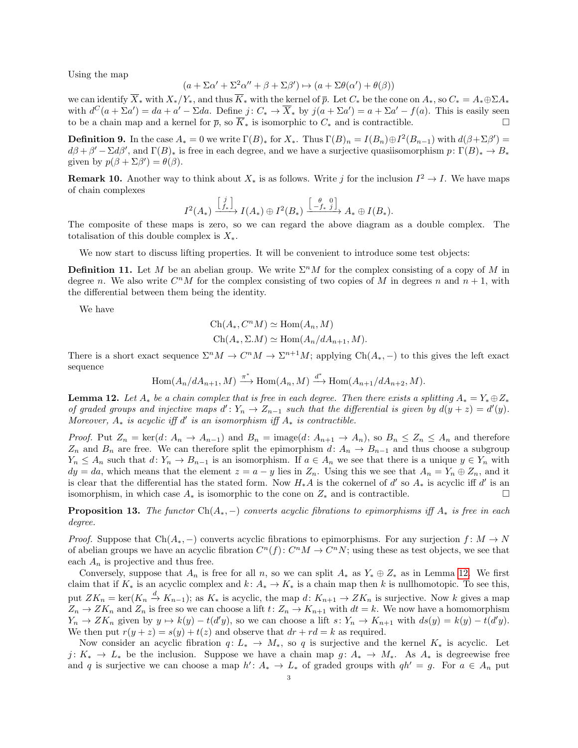Using the map

$$(a + \Sigma\alpha' + \Sigma^2\alpha'' + \beta + \Sigma\beta') \mapsto (a + \Sigma\theta(\alpha') + \theta(\beta))$$

we can identify $\overline{X}_*$ with $X_*/Y_*$, and thus $\overline{K}_*$ with the kernel of $\overline{p}$. Let $C_*$ be the cone on $A_*$, so $C_* = A_* \oplus \Sigma A_*$ with $d^C(a + \Sigma a') = da + a' - \Sigma da$. Define $j\colon C_* \to \overline{X}_*$ by $j(a + \Sigma a') = a + \Sigma a' - f(a)$. This is easily seen to be a chain map and a kernel for $\overline{p}$, so $\overline{K}_*$ is isomorphic to $C_*$ and is contractible. $\square$

**Definition 9.** In the case $A_* = 0$ we write $\Gamma(B)_*$ for $X_*$. Thus $\Gamma(B)_n = I(B_n) \oplus I^2(B_{n-1})$ with $d(\beta + \Sigma\beta') = d\beta + \beta' - \Sigma d\beta'$, and $\Gamma(B)_*$ is free in each degree, and we have a surjective quasiisomorphism $p\colon \Gamma(B)_* \to B_*$ given by $p(\beta + \Sigma\beta') = \theta(\beta)$.

**Remark 10.** Another way to think about $X_*$ is as follows. Write $j$ for the inclusion $I^2 \to I$. We have maps of chain complexes

$$I^2(A_*) \xrightarrow{\left[\begin{smallmatrix} j \\ f_* \end{smallmatrix}\right]} I(A_*) \oplus I^2(B_*) \xrightarrow{\left[\begin{smallmatrix} \theta & 0 \\ -f_* & j \end{smallmatrix}\right]} A_* \oplus I(B_*).$$

The composite of these maps is zero, so we can regard the above diagram as a double complex. The totalisation of this double complex is $X_*$.

We now start to discuss lifting properties. It will be convenient to introduce some test objects:

**Definition 11.** Let $M$ be an abelian group. We write $\Sigma^n M$ for the complex consisting of a copy of $M$ in degree $n$. We also write $C^n M$ for the complex consisting of two copies of $M$ in degrees $n$ and $n+1$, with the differential between them being the identity.

We have

$$\mathrm{Ch}(A_*, C^n M) \simeq \mathrm{Hom}(A_n, M)$$
$$\mathrm{Ch}(A_*, \Sigma.M) \simeq \mathrm{Hom}(A_n/dA_{n+1}, M).$$

There is a short exact sequence $\Sigma^n M \to C^n M \to \Sigma^{n+1} M$; applying $\mathrm{Ch}(A_*, -)$ to this gives the left exact sequence

$$\mathrm{Hom}(A_n/dA_{n+1}, M) \xrightarrow{\pi^*} \mathrm{Hom}(A_n, M) \xrightarrow{d^*} \mathrm{Hom}(A_{n+1}/dA_{n+2}, M).$$

**Lemma 12.** *Let $A_*$ be a chain complex that is free in each degree. Then there exists a splitting $A_* = Y_* \oplus Z_*$ of graded groups and injective maps $d'\colon Y_n \to Z_{n-1}$ such that the differential is given by $d(y + z) = d'(y)$. Moreover, $A_*$ is acyclic iff $d'$ is an isomorphism iff $A_*$ is contractible.*

*Proof.* Put $Z_n = \ker(d\colon A_n \to A_{n-1})$ and $B_n = \mathrm{image}(d\colon A_{n+1} \to A_n)$, so $B_n \leq Z_n \leq A_n$ and therefore $Z_n$ and $B_n$ are free. We can therefore split the epimorphism $d\colon A_n \to B_{n-1}$ and thus choose a subgroup $Y_n \leq A_n$ such that $d\colon Y_n \to B_{n-1}$ is an isomorphism. If $a \in A_n$ we see that there is a unique $y \in Y_n$ with $dy = da$, which means that the element $z = a - y$ lies in $Z_n$. Using this we see that $A_n = Y_n \oplus Z_n$, and it is clear that the differential has the stated form. Now $H_*A$ is the cokernel of $d'$ so $A_*$ is acyclic iff $d'$ is an isomorphism, in which case $A_*$ is isomorphic to the cone on $Z_*$ and is contractible. $\square$

**Proposition 13.** *The functor $\mathrm{Ch}(A_*, -)$ converts acyclic fibrations to epimorphisms iff $A_*$ is free in each degree.*

*Proof.* Suppose that $\mathrm{Ch}(A_*, -)$ converts acyclic fibrations to epimorphisms. For any surjection $f\colon M \to N$ of abelian groups we have an acyclic fibration $C^n(f)\colon C^n M \to C^n N$; using these as test objects, we see that each $A_n$ is projective and thus free.

Conversely, suppose that $A_n$ is free for all $n$, so we can split $A_*$ as $Y_* \oplus Z_*$ as in Lemma 12. We first claim that if $K_*$ is an acyclic complex and $k\colon A_* \to K_*$ is a chain map then $k$ is nullhomotopic. To see this, put $ZK_n = \ker(K_n \xrightarrow{d} K_{n-1})$; as $K_*$ is acyclic, the map $d\colon K_{n+1} \to ZK_n$ is surjective. Now $k$ gives a map $Z_n \to ZK_n$ and $Z_n$ is free so we can choose a lift $t\colon Z_n \to K_{n+1}$ with $dt = k$. We now have a homomorphism $Y_n \to ZK_n$ given by $y \mapsto k(y) - t(d'y)$, so we can choose a lift $s\colon Y_n \to K_{n+1}$ with $ds(y) = k(y) - t(d'y)$. We then put $r(y + z) = s(y) + t(z)$ and observe that $dr + rd = k$ as required.

Now consider an acyclic fibration $q\colon L_* \to M_*$, so $q$ is surjective and the kernel $K_*$ is acyclic. Let $j\colon K_* \to L_*$ be the inclusion. Suppose we have a chain map $g\colon A_* \to M_*$. As $A_*$ is degreewise free and $q$ is surjective we can choose a map $h'\colon A_* \to L_*$ of graded groups with $qh' = g$. For $a \in A_n$ put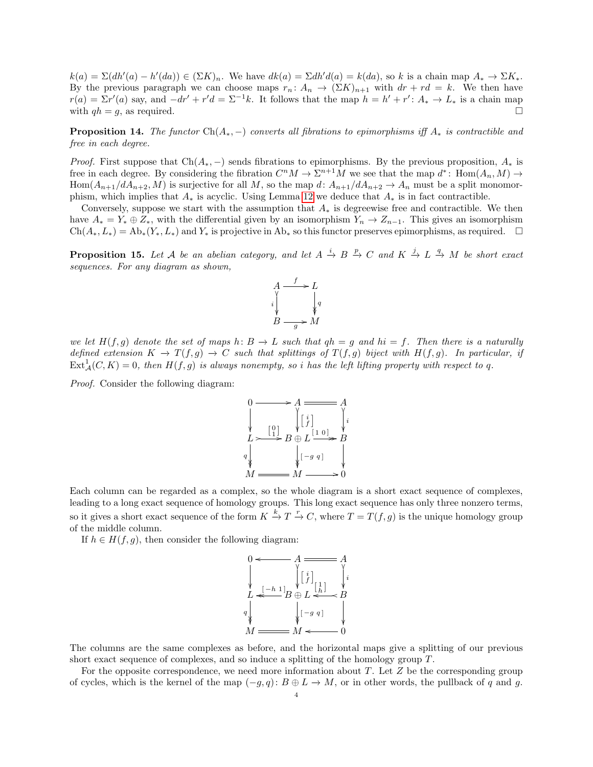$k(a) = \Sigma(dh'(a) - h'(da)) \in (\Sigma K)_n$. We have $dk(a) = \Sigma dh'd(a) = k(da)$, so $k$ is a chain map $A_* \to \Sigma K_*$. By the previous paragraph we can choose maps $r_n \colon A_n \to (\Sigma K)_{n+1}$ with $dr + rd = k$. We then have $r(a) = \Sigma r'(a)$ say, and $-dr' + r'd = \Sigma^{-1}k$. It follows that the map $h = h' + r' \colon A_* \to L_*$ is a chain map with $qh = g$, as required. □

**Proposition 14.** *The functor $\mathrm{Ch}(A_*, -)$ converts all fibrations to epimorphisms iff $A_*$ is contractible and free in each degree.*

*Proof.* First suppose that $\mathrm{Ch}(A_*, -)$ sends fibrations to epimorphisms. By the previous proposition, $A_*$ is free in each degree. By considering the fibration $C^nM \to \Sigma^{n+1}M$ we see that the map $d^* \colon \mathrm{Hom}(A_n, M) \to \mathrm{Hom}(A_{n+1}/dA_{n+2}, M)$ is surjective for all $M$, so the map $d \colon A_{n+1}/dA_{n+2} \to A_n$ must be a split monomorphism, which implies that $A_*$ is acyclic. Using Lemma 12 we deduce that $A_*$ is in fact contractible.

Conversely, suppose we start with the assumption that $A_*$ is degreewise free and contractible. We then have $A_* = Y_* \oplus Z_*$, with the differential given by an isomorphism $Y_n \to Z_{n-1}$. This gives an isomorphism $\mathrm{Ch}(A_*, L_*) = \mathrm{Ab}_*(Y_*, L_*)$ and $Y_*$ is projective in $\mathrm{Ab}_*$ so this functor preserves epimorphisms, as required. □

**Proposition 15.** *Let $\mathcal{A}$ be an abelian category, and let $A \xrightarrow{i} B \xrightarrow{p} C$ and $K \xrightarrow{j} L \xrightarrow{q} M$ be short exact sequences. For any diagram as shown,*

$$\begin{array}{ccc} A & \xrightarrow{f} & L \\ {\scriptstyle i}\downarrow & & \downarrow{\scriptstyle q} \\ B & \xrightarrow[g]{} & M \end{array}$$

*we let $H(f,g)$ denote the set of maps $h \colon B \to L$ such that $qh = g$ and $hi = f$. Then there is a naturally defined extension $K \to T(f,g) \to C$ such that splittings of $T(f,g)$ biject with $H(f,g)$. In particular, if $\mathrm{Ext}^1_{\mathcal{A}}(C,K) = 0$, then $H(f,g)$ is always nonempty, so $i$ has the left lifting property with respect to $q$.*

*Proof.* Consider the following diagram:

$$\begin{array}{ccccc} 0 & \longrightarrow & A & = & A \\ \downarrow & & \downarrow{\scriptstyle \left[\begin{smallmatrix} i \\ f \end{smallmatrix}\right]} & & \downarrow{\scriptstyle i} \\ L & \xrightarrow{\left[\begin{smallmatrix} 0 \\ 1 \end{smallmatrix}\right]} & B \oplus L & \xrightarrow{[1\ 0]} & B \\ {\scriptstyle q}\downarrow & & \downarrow{\scriptstyle [-g\ q]} & & \downarrow \\ M & = & M & \longrightarrow & 0 \end{array}$$

Each column can be regarded as a complex, so the whole diagram is a short exact sequence of complexes, leading to a long exact sequence of homology groups. This long exact sequence has only three nonzero terms, so it gives a short exact sequence of the form $K \xrightarrow{k} T \xrightarrow{r} C$, where $T = T(f,g)$ is the unique homology group of the middle column.

If $h \in H(f,g)$, then consider the following diagram:

$$\begin{array}{ccccc} 0 & \longleftarrow & A & = & A \\ \downarrow & & \downarrow{\scriptstyle \left[\begin{smallmatrix} i \\ f \end{smallmatrix}\right]} & & \downarrow{\scriptstyle i} \\ L & \xleftarrow{[-h\ 1]} & B \oplus L & \xleftarrow{\left[\begin{smallmatrix} 1 \\ h \end{smallmatrix}\right]} & B \\ {\scriptstyle q}\downarrow & & \downarrow{\scriptstyle [-g\ q]} & & \downarrow \\ M & = & M & \longleftarrow & 0 \end{array}$$

The columns are the same complexes as before, and the horizontal maps give a splitting of our previous short exact sequence of complexes, and so induce a splitting of the homology group $T$.

For the opposite correspondence, we need more information about $T$. Let $Z$ be the corresponding group of cycles, which is the kernel of the map $(-g, q) \colon B \oplus L \to M$, or in other words, the pullback of $q$ and $g$.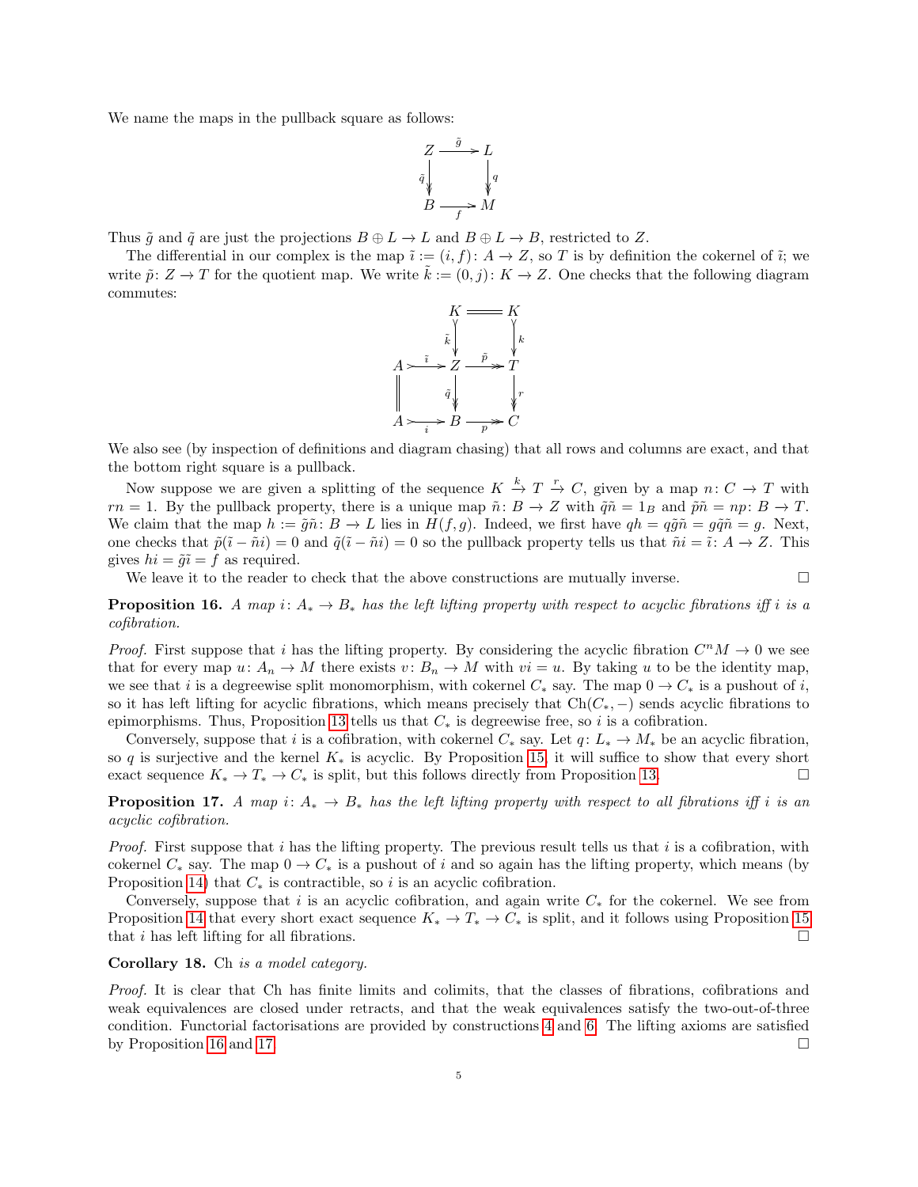We name the maps in the pullback square as follows:

$$\begin{array}{ccc} Z & \xrightarrow{\tilde{g}} & L \\ {\scriptstyle \tilde{q}}\downarrow & & \downarrow{\scriptstyle q} \\ B & \xrightarrow[f]{} & M \end{array}$$

Thus $\tilde{g}$ and $\tilde{q}$ are just the projections $B \oplus L \to L$ and $B \oplus L \to B$, restricted to $Z$.

The differential in our complex is the map $\tilde{\imath} := (i, f) \colon A \to Z$, so $T$ is by definition the cokernel of $\tilde{\imath}$; we write $\tilde{p} \colon Z \to T$ for the quotient map. We write $\tilde{k} := (0, j) \colon K \to Z$. One checks that the following diagram commutes:

$$\begin{array}{ccccc} & & K & = & K \\ & & {\scriptstyle \tilde{k}}\downarrow & & \downarrow{\scriptstyle k} \\ A & \xrightarrow{\tilde{\imath}} & Z & \xrightarrow{\tilde{p}} & T \\ \| & & {\scriptstyle \tilde{q}}\downarrow & & \downarrow{\scriptstyle r} \\ A & \xrightarrow[i]{} & B & \xrightarrow[p]{} & C \end{array}$$

We also see (by inspection of definitions and diagram chasing) that all rows and columns are exact, and that the bottom right square is a pullback.

Now suppose we are given a splitting of the sequence $K \xrightarrow{k} T \xrightarrow{r} C$, given by a map $n \colon C \to T$ with $rn = 1$. By the pullback property, there is a unique map $\tilde{n} \colon B \to Z$ with $\tilde{q}\tilde{n} = 1_B$ and $\tilde{p}\tilde{n} = np \colon B \to T$. We claim that the map $h := \tilde{g}\tilde{n} \colon B \to L$ lies in $H(f, g)$. Indeed, we first have $qh = q\tilde{g}\tilde{n} = g\tilde{q}\tilde{n} = g$. Next, one checks that $\tilde{p}(\tilde{\imath} - \tilde{n}i) = 0$ and $\tilde{q}(\tilde{\imath} - \tilde{n}i) = 0$ so the pullback property tells us that $\tilde{n}i = \tilde{\imath} \colon A \to Z$. This gives $hi = \tilde{g}\tilde{\imath} = f$ as required.

We leave it to the reader to check that the above constructions are mutually inverse. □

**Proposition 16.** *A map $i \colon A_* \to B_*$ has the left lifting property with respect to acyclic fibrations iff $i$ is a cofibration.*

*Proof.* First suppose that $i$ has the lifting property. By considering the acyclic fibration $C^n M \to 0$ we see that for every map $u \colon A_n \to M$ there exists $v \colon B_n \to M$ with $vi = u$. By taking $u$ to be the identity map, we see that $i$ is a degreewise split monomorphism, with cokernel $C_*$ say. The map $0 \to C_*$ is a pushout of $i$, so it has left lifting for acyclic fibrations, which means precisely that $\mathrm{Ch}(C_*, -)$ sends acyclic fibrations to epimorphisms. Thus, Proposition 13 tells us that $C_*$ is degreewise free, so $i$ is a cofibration.

Conversely, suppose that $i$ is a cofibration, with cokernel $C_*$ say. Let $q \colon L_* \to M_*$ be an acyclic fibration, so $q$ is surjective and the kernel $K_*$ is acyclic. By Proposition 15, it will suffice to show that every short exact sequence $K_* \to T_* \to C_*$ is split, but this follows directly from Proposition 13. □

**Proposition 17.** *A map $i \colon A_* \to B_*$ has the left lifting property with respect to all fibrations iff $i$ is an acyclic cofibration.*

*Proof.* First suppose that $i$ has the lifting property. The previous result tells us that $i$ is a cofibration, with cokernel $C_*$ say. The map $0 \to C_*$ is a pushout of $i$ and so again has the lifting property, which means (by Proposition 14) that $C_*$ is contractible, so $i$ is an acyclic cofibration.

Conversely, suppose that $i$ is an acyclic cofibration, and again write $C_*$ for the cokernel. We see from Proposition 14 that every short exact sequence $K_* \to T_* \to C_*$ is split, and it follows using Proposition 15 that $i$ has left lifting for all fibrations. □

**Corollary 18.** Ch *is a model category.*

*Proof.* It is clear that Ch has finite limits and colimits, that the classes of fibrations, cofibrations and weak equivalences are closed under retracts, and that the weak equivalences satisfy the two-out-of-three condition. Functorial factorisations are provided by constructions 4 and 6. The lifting axioms are satisfied by Proposition 16 and 17. □